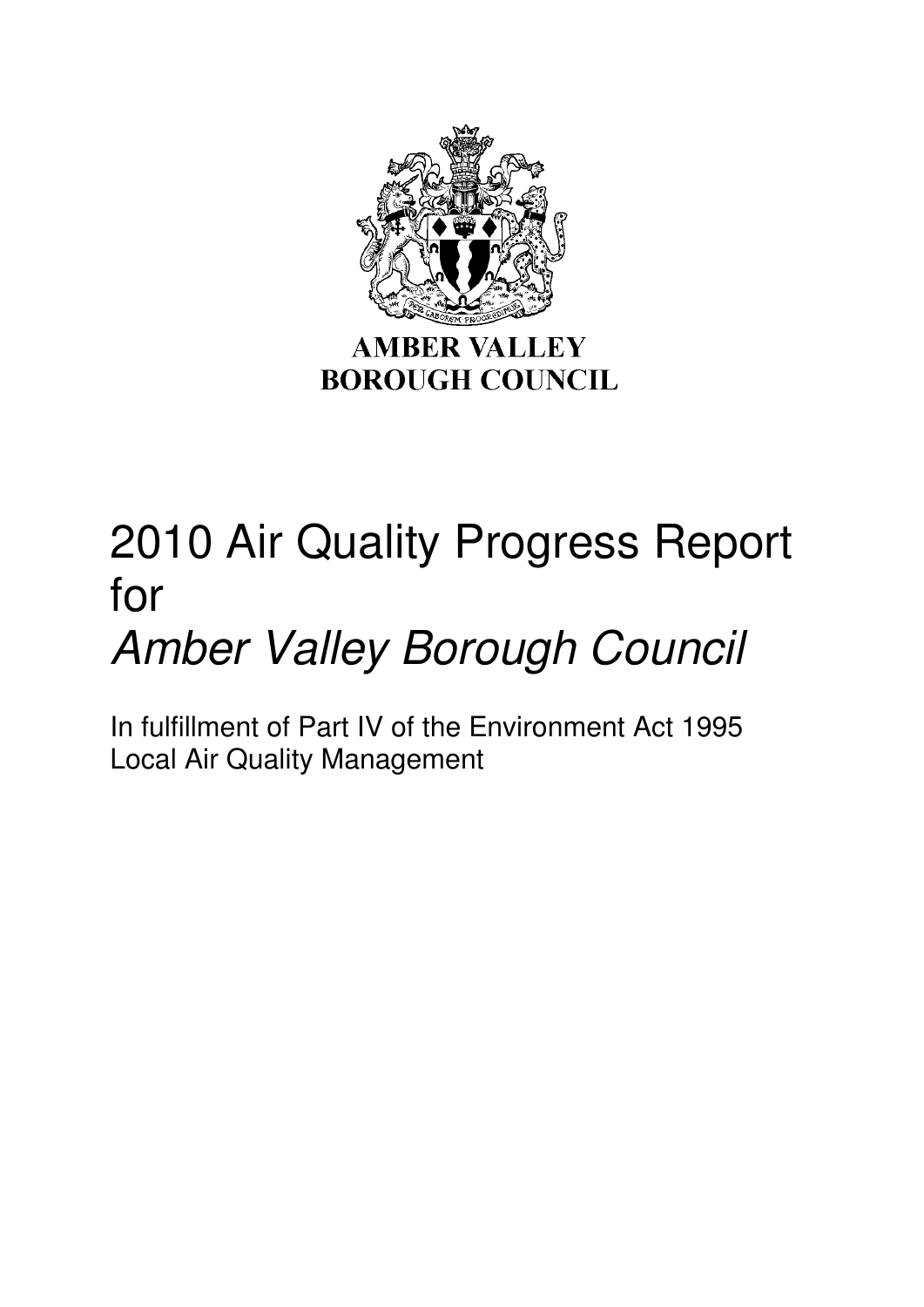AMBER VALLEY
BOROUGH COUNCIL

# 2010 Air Quality Progress Report for *Amber Valley Borough Council*

In fulfillment of Part IV of the Environment Act 1995
Local Air Quality Management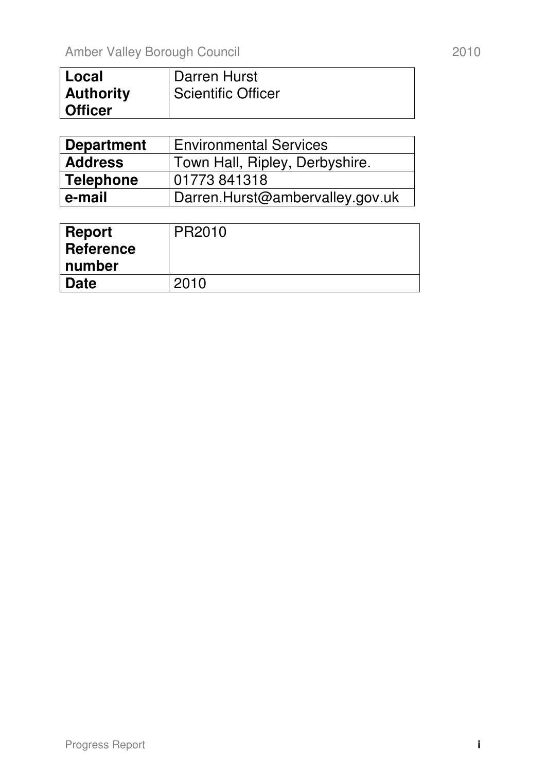| **Local Authority Officer** | Darren Hurst<br>Scientific Officer |
| --- | --- |

| **Department** | Environmental Services |
| --- | --- |
| **Address** | Town Hall, Ripley, Derbyshire. |
| **Telephone** | 01773 841318 |
| **e-mail** | Darren.Hurst@ambervalley.gov.uk |

| **Report Reference number** | PR2010 |
| --- | --- |
| **Date** | 2010 |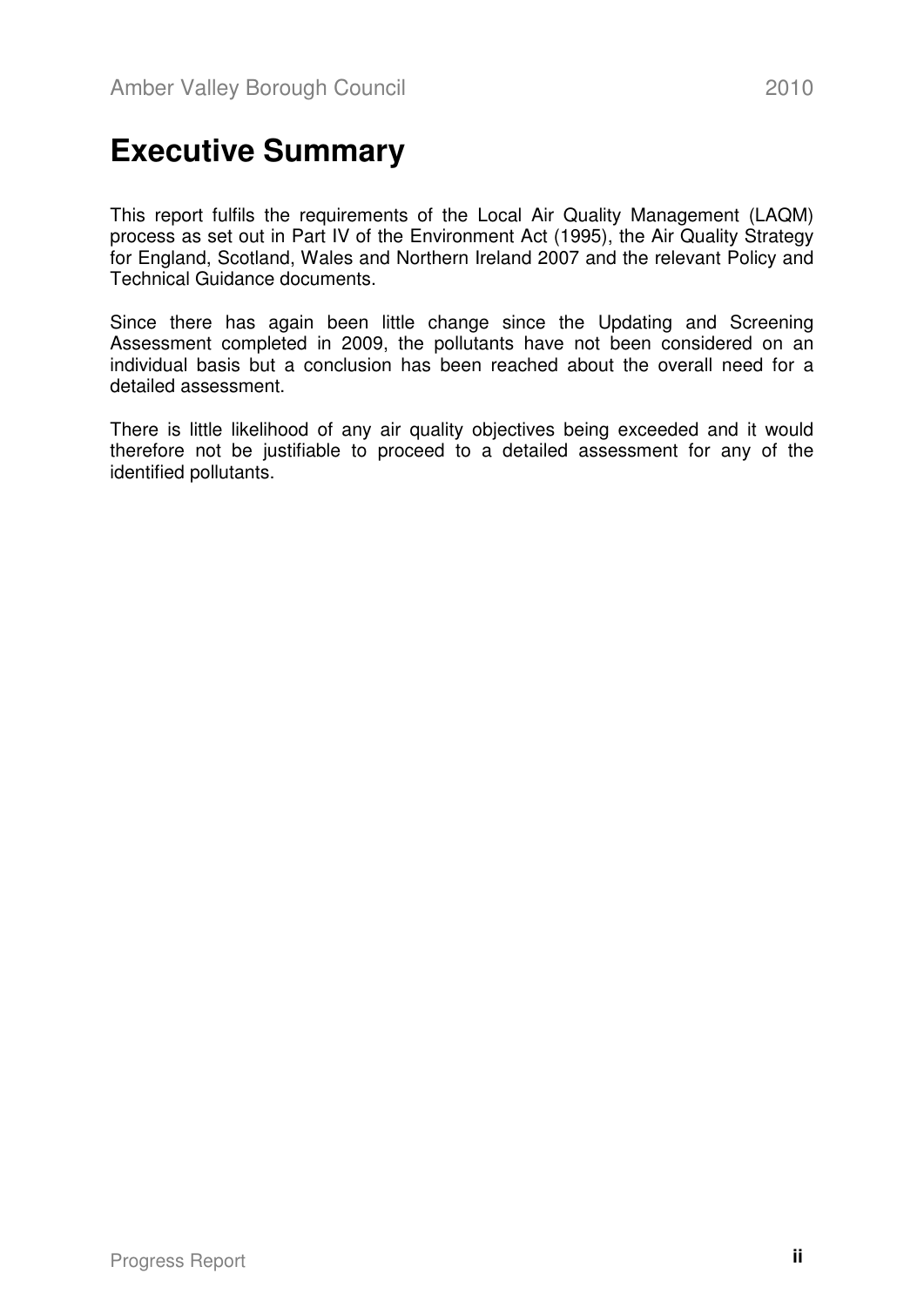# Executive Summary

This report fulfils the requirements of the Local Air Quality Management (LAQM) process as set out in Part IV of the Environment Act (1995), the Air Quality Strategy for England, Scotland, Wales and Northern Ireland 2007 and the relevant Policy and Technical Guidance documents.

Since there has again been little change since the Updating and Screening Assessment completed in 2009, the pollutants have not been considered on an individual basis but a conclusion has been reached about the overall need for a detailed assessment.

There is little likelihood of any air quality objectives being exceeded and it would therefore not be justifiable to proceed to a detailed assessment for any of the identified pollutants.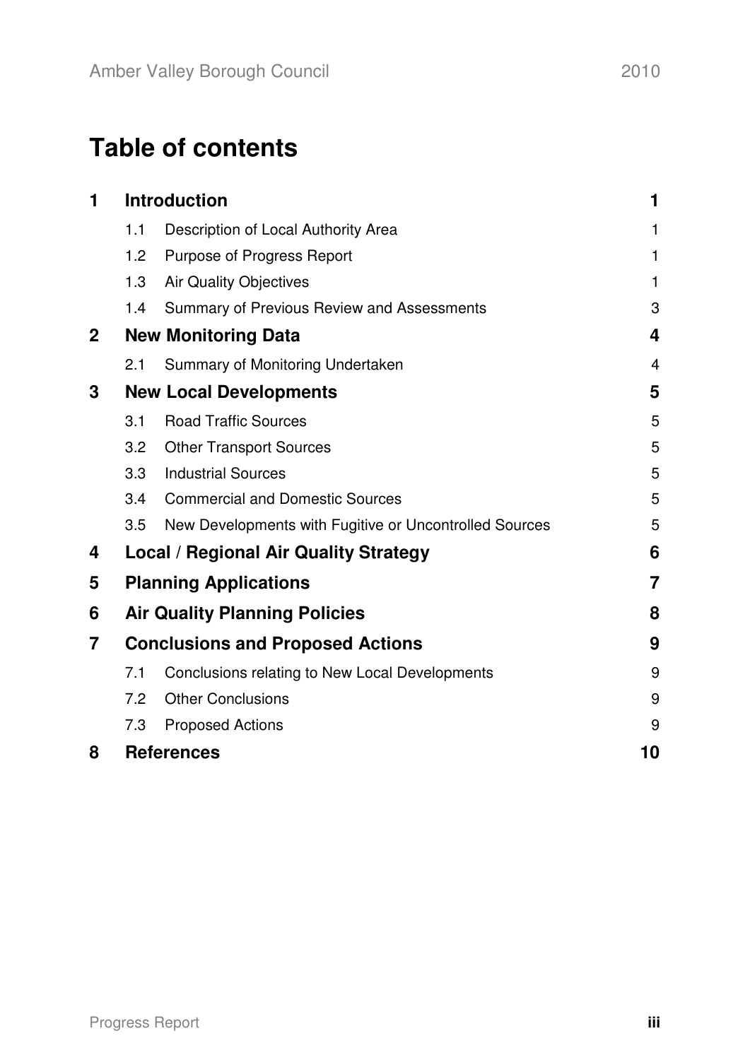# Table of contents

| | | |
|---|---|---|
| **1** | **Introduction** | **1** |
| 1.1 | Description of Local Authority Area | 1 |
| 1.2 | Purpose of Progress Report | 1 |
| 1.3 | Air Quality Objectives | 1 |
| 1.4 | Summary of Previous Review and Assessments | 3 |
| **2** | **New Monitoring Data** | **4** |
| 2.1 | Summary of Monitoring Undertaken | 4 |
| **3** | **New Local Developments** | **5** |
| 3.1 | Road Traffic Sources | 5 |
| 3.2 | Other Transport Sources | 5 |
| 3.3 | Industrial Sources | 5 |
| 3.4 | Commercial and Domestic Sources | 5 |
| 3.5 | New Developments with Fugitive or Uncontrolled Sources | 5 |
| **4** | **Local / Regional Air Quality Strategy** | **6** |
| **5** | **Planning Applications** | **7** |
| **6** | **Air Quality Planning Policies** | **8** |
| **7** | **Conclusions and Proposed Actions** | **9** |
| 7.1 | Conclusions relating to New Local Developments | 9 |
| 7.2 | Other Conclusions | 9 |
| 7.3 | Proposed Actions | 9 |
| **8** | **References** | **10** |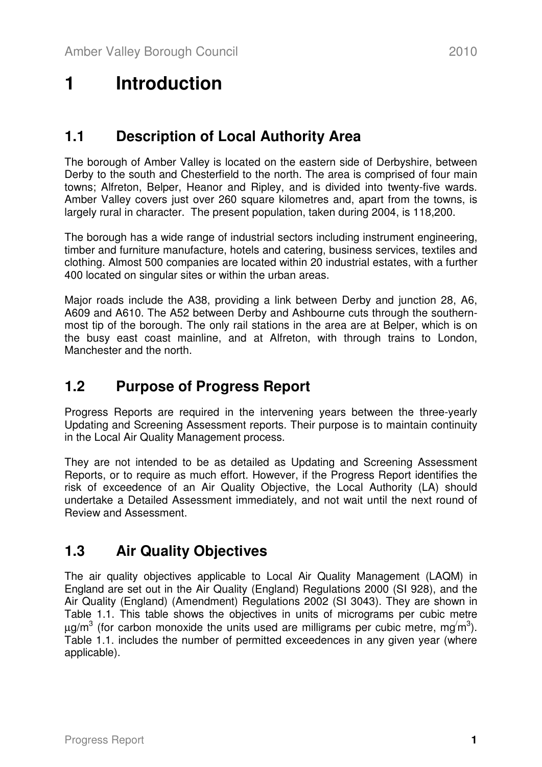# 1 Introduction

## 1.1 Description of Local Authority Area

The borough of Amber Valley is located on the eastern side of Derbyshire, between Derby to the south and Chesterfield to the north. The area is comprised of four main towns; Alfreton, Belper, Heanor and Ripley, and is divided into twenty-five wards. Amber Valley covers just over 260 square kilometres and, apart from the towns, is largely rural in character. The present population, taken during 2004, is 118,200.

The borough has a wide range of industrial sectors including instrument engineering, timber and furniture manufacture, hotels and catering, business services, textiles and clothing. Almost 500 companies are located within 20 industrial estates, with a further 400 located on singular sites or within the urban areas.

Major roads include the A38, providing a link between Derby and junction 28, A6, A609 and A610. The A52 between Derby and Ashbourne cuts through the southern-most tip of the borough. The only rail stations in the area are at Belper, which is on the busy east coast mainline, and at Alfreton, with through trains to London, Manchester and the north.

## 1.2 Purpose of Progress Report

Progress Reports are required in the intervening years between the three-yearly Updating and Screening Assessment reports. Their purpose is to maintain continuity in the Local Air Quality Management process.

They are not intended to be as detailed as Updating and Screening Assessment Reports, or to require as much effort. However, if the Progress Report identifies the risk of exceedence of an Air Quality Objective, the Local Authority (LA) should undertake a Detailed Assessment immediately, and not wait until the next round of Review and Assessment.

## 1.3 Air Quality Objectives

The air quality objectives applicable to Local Air Quality Management (LAQM) in England are set out in the Air Quality (England) Regulations 2000 (SI 928), and the Air Quality (England) (Amendment) Regulations 2002 (SI 3043). They are shown in Table 1.1. This table shows the objectives in units of micrograms per cubic metre $\mu g/m^3$ (for carbon monoxide the units used are milligrams per cubic metre, $mg/m^3$). Table 1.1. includes the number of permitted exceedences in any given year (where applicable).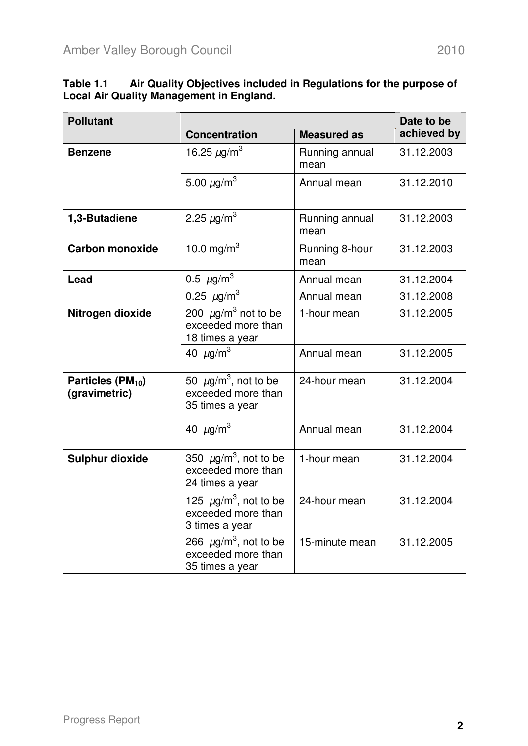**Table 1.1 Air Quality Objectives included in Regulations for the purpose of Local Air Quality Management in England.**

| Pollutant | Concentration | Measured as | Date to be achieved by |
|---|---|---|---|
| **Benzene** | 16.25 $\mu$g/m$^3$ | Running annual mean | 31.12.2003 |
| | 5.00 $\mu$g/m$^3$ | Annual mean | 31.12.2010 |
| **1,3-Butadiene** | 2.25 $\mu$g/m$^3$ | Running annual mean | 31.12.2003 |
| **Carbon monoxide** | 10.0 mg/m$^3$ | Running 8-hour mean | 31.12.2003 |
| **Lead** | 0.5 $\mu$g/m$^3$ | Annual mean | 31.12.2004 |
| | 0.25 $\mu$g/m$^3$ | Annual mean | 31.12.2008 |
| **Nitrogen dioxide** | 200 $\mu$g/m$^3$ not to be exceeded more than 18 times a year | 1-hour mean | 31.12.2005 |
| | 40 $\mu$g/m$^3$ | Annual mean | 31.12.2005 |
| **Particles ($PM_{10}$) (gravimetric)** | 50 $\mu$g/m$^3$, not to be exceeded more than 35 times a year | 24-hour mean | 31.12.2004 |
| | 40 $\mu$g/m$^3$ | Annual mean | 31.12.2004 |
| **Sulphur dioxide** | 350 $\mu$g/m$^3$, not to be exceeded more than 24 times a year | 1-hour mean | 31.12.2004 |
| | 125 $\mu$g/m$^3$, not to be exceeded more than 3 times a year | 24-hour mean | 31.12.2004 |
| | 266 $\mu$g/m$^3$, not to be exceeded more than 35 times a year | 15-minute mean | 31.12.2005 |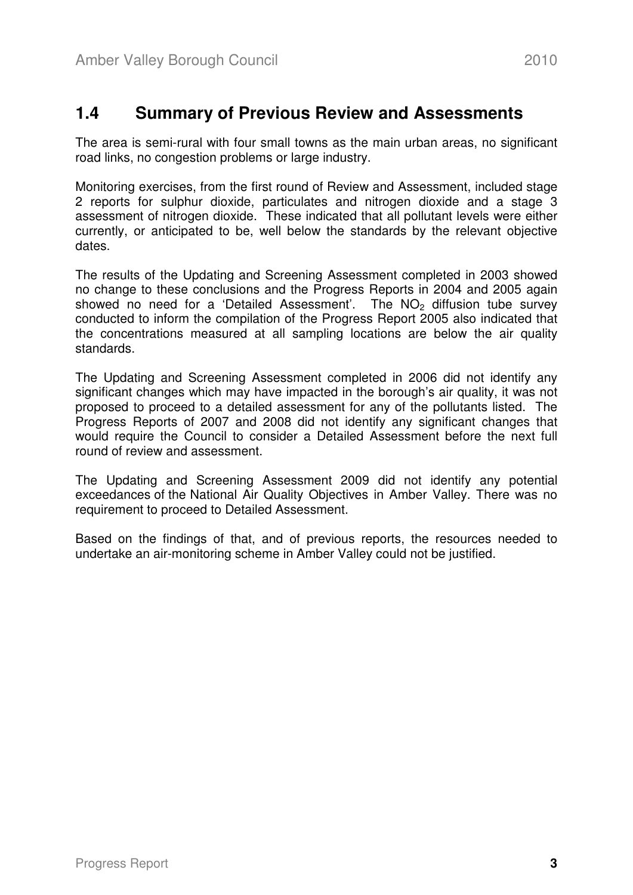## 1.4 Summary of Previous Review and Assessments

The area is semi-rural with four small towns as the main urban areas, no significant road links, no congestion problems or large industry.

Monitoring exercises, from the first round of Review and Assessment, included stage 2 reports for sulphur dioxide, particulates and nitrogen dioxide and a stage 3 assessment of nitrogen dioxide. These indicated that all pollutant levels were either currently, or anticipated to be, well below the standards by the relevant objective dates.

The results of the Updating and Screening Assessment completed in 2003 showed no change to these conclusions and the Progress Reports in 2004 and 2005 again showed no need for a 'Detailed Assessment'. The $NO_2$ diffusion tube survey conducted to inform the compilation of the Progress Report 2005 also indicated that the concentrations measured at all sampling locations are below the air quality standards.

The Updating and Screening Assessment completed in 2006 did not identify any significant changes which may have impacted in the borough's air quality, it was not proposed to proceed to a detailed assessment for any of the pollutants listed. The Progress Reports of 2007 and 2008 did not identify any significant changes that would require the Council to consider a Detailed Assessment before the next full round of review and assessment.

The Updating and Screening Assessment 2009 did not identify any potential exceedances of the National Air Quality Objectives in Amber Valley. There was no requirement to proceed to Detailed Assessment.

Based on the findings of that, and of previous reports, the resources needed to undertake an air-monitoring scheme in Amber Valley could not be justified.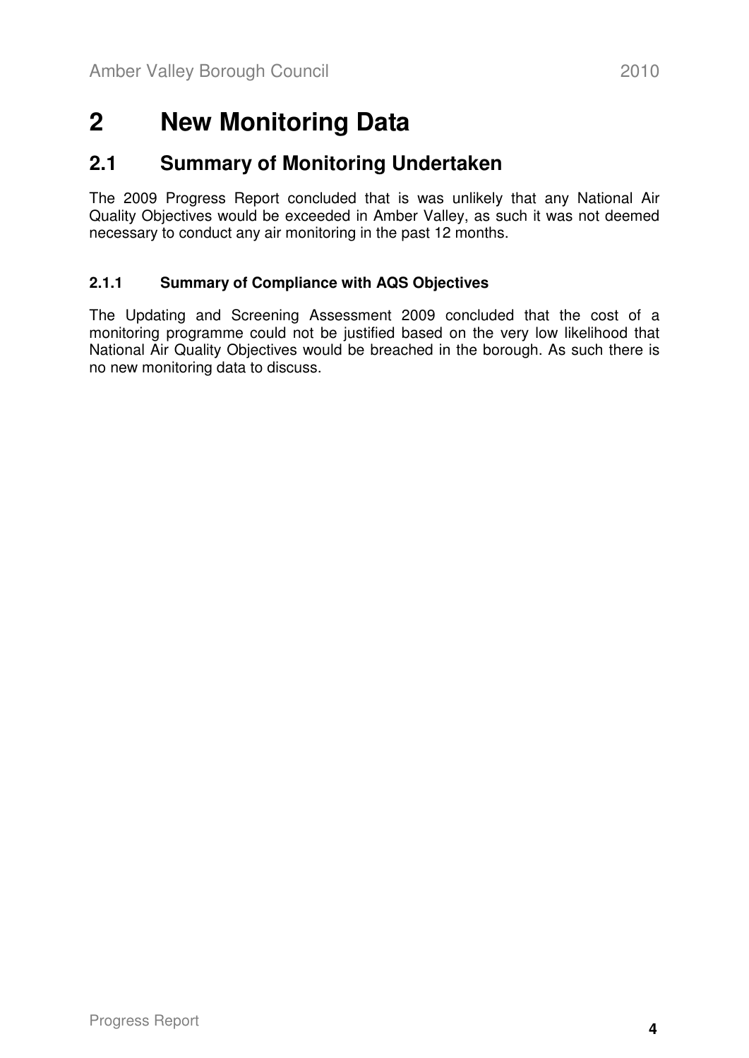# 2 New Monitoring Data

## 2.1 Summary of Monitoring Undertaken

The 2009 Progress Report concluded that is was unlikely that any National Air Quality Objectives would be exceeded in Amber Valley, as such it was not deemed necessary to conduct any air monitoring in the past 12 months.

### 2.1.1 Summary of Compliance with AQS Objectives

The Updating and Screening Assessment 2009 concluded that the cost of a monitoring programme could not be justified based on the very low likelihood that National Air Quality Objectives would be breached in the borough. As such there is no new monitoring data to discuss.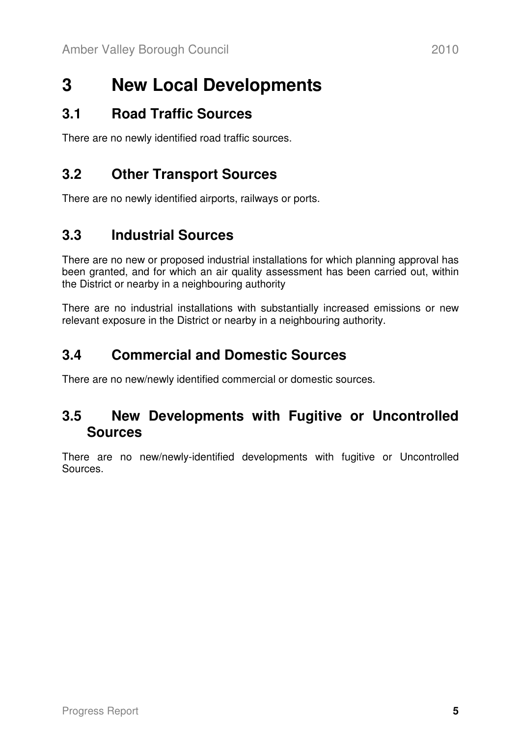# 3 New Local Developments

## 3.1 Road Traffic Sources

There are no newly identified road traffic sources.

## 3.2 Other Transport Sources

There are no newly identified airports, railways or ports.

## 3.3 Industrial Sources

There are no new or proposed industrial installations for which planning approval has been granted, and for which an air quality assessment has been carried out, within the District or nearby in a neighbouring authority

There are no industrial installations with substantially increased emissions or new relevant exposure in the District or nearby in a neighbouring authority.

## 3.4 Commercial and Domestic Sources

There are no new/newly identified commercial or domestic sources.

## 3.5 New Developments with Fugitive or Uncontrolled Sources

There are no new/newly-identified developments with fugitive or Uncontrolled Sources.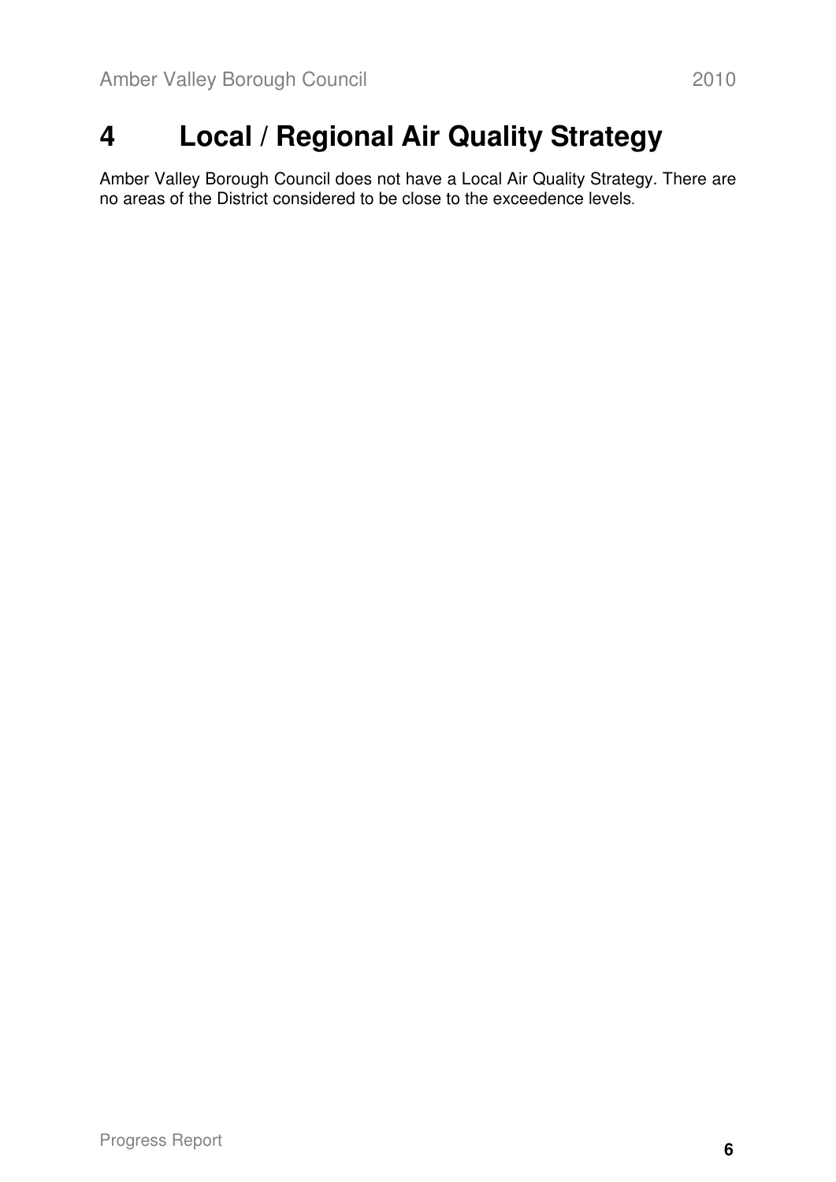# 4 Local / Regional Air Quality Strategy

Amber Valley Borough Council does not have a Local Air Quality Strategy. There are no areas of the District considered to be close to the exceedence levels.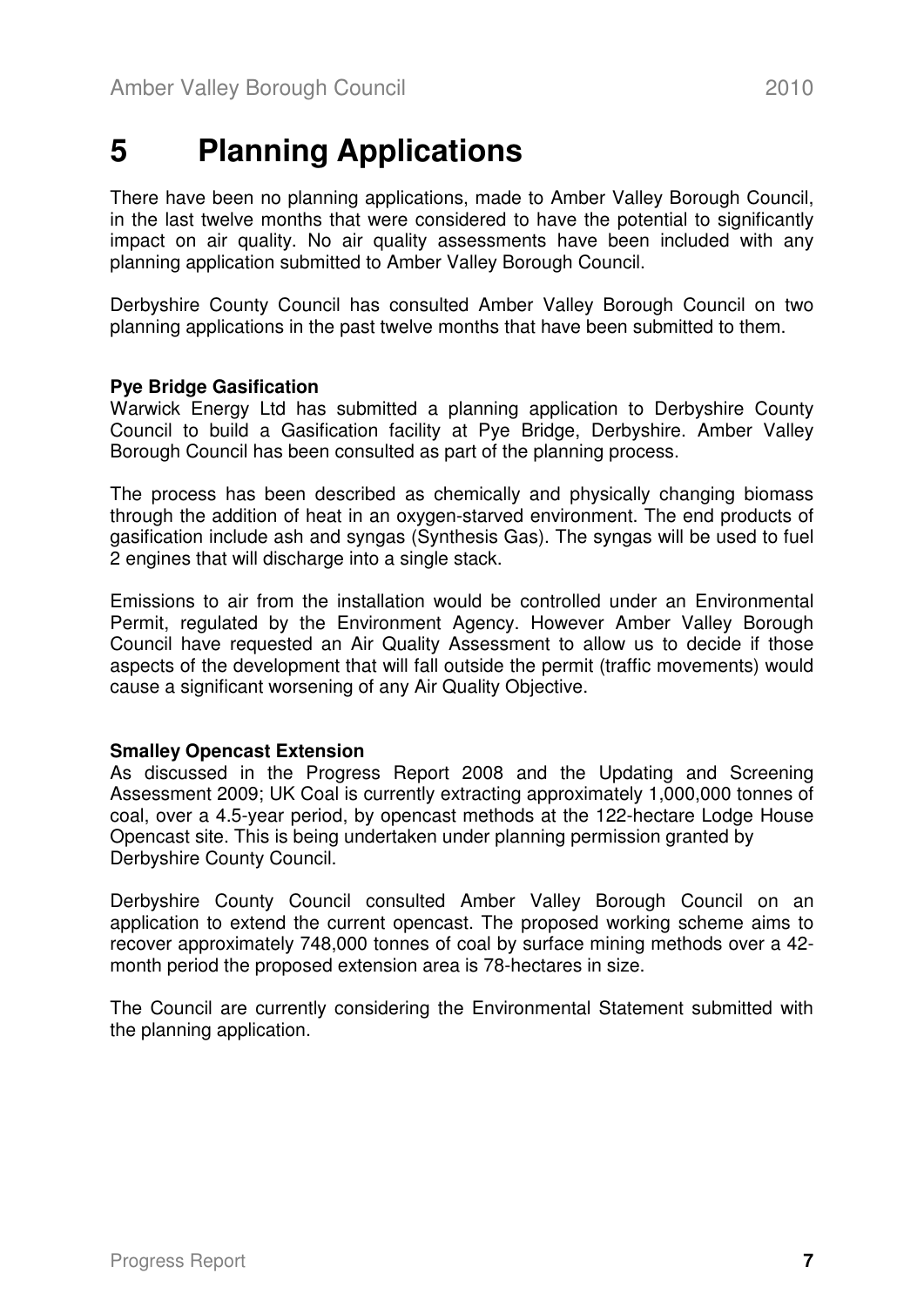# 5 Planning Applications

There have been no planning applications, made to Amber Valley Borough Council, in the last twelve months that were considered to have the potential to significantly impact on air quality. No air quality assessments have been included with any planning application submitted to Amber Valley Borough Council.

Derbyshire County Council has consulted Amber Valley Borough Council on two planning applications in the past twelve months that have been submitted to them.

**Pye Bridge Gasification**

Warwick Energy Ltd has submitted a planning application to Derbyshire County Council to build a Gasification facility at Pye Bridge, Derbyshire. Amber Valley Borough Council has been consulted as part of the planning process.

The process has been described as chemically and physically changing biomass through the addition of heat in an oxygen-starved environment. The end products of gasification include ash and syngas (Synthesis Gas). The syngas will be used to fuel 2 engines that will discharge into a single stack.

Emissions to air from the installation would be controlled under an Environmental Permit, regulated by the Environment Agency. However Amber Valley Borough Council have requested an Air Quality Assessment to allow us to decide if those aspects of the development that will fall outside the permit (traffic movements) would cause a significant worsening of any Air Quality Objective.

**Smalley Opencast Extension**

As discussed in the Progress Report 2008 and the Updating and Screening Assessment 2009; UK Coal is currently extracting approximately 1,000,000 tonnes of coal, over a 4.5-year period, by opencast methods at the 122-hectare Lodge House Opencast site. This is being undertaken under planning permission granted by Derbyshire County Council.

Derbyshire County Council consulted Amber Valley Borough Council on an application to extend the current opencast. The proposed working scheme aims to recover approximately 748,000 tonnes of coal by surface mining methods over a 42-month period the proposed extension area is 78-hectares in size.

The Council are currently considering the Environmental Statement submitted with the planning application.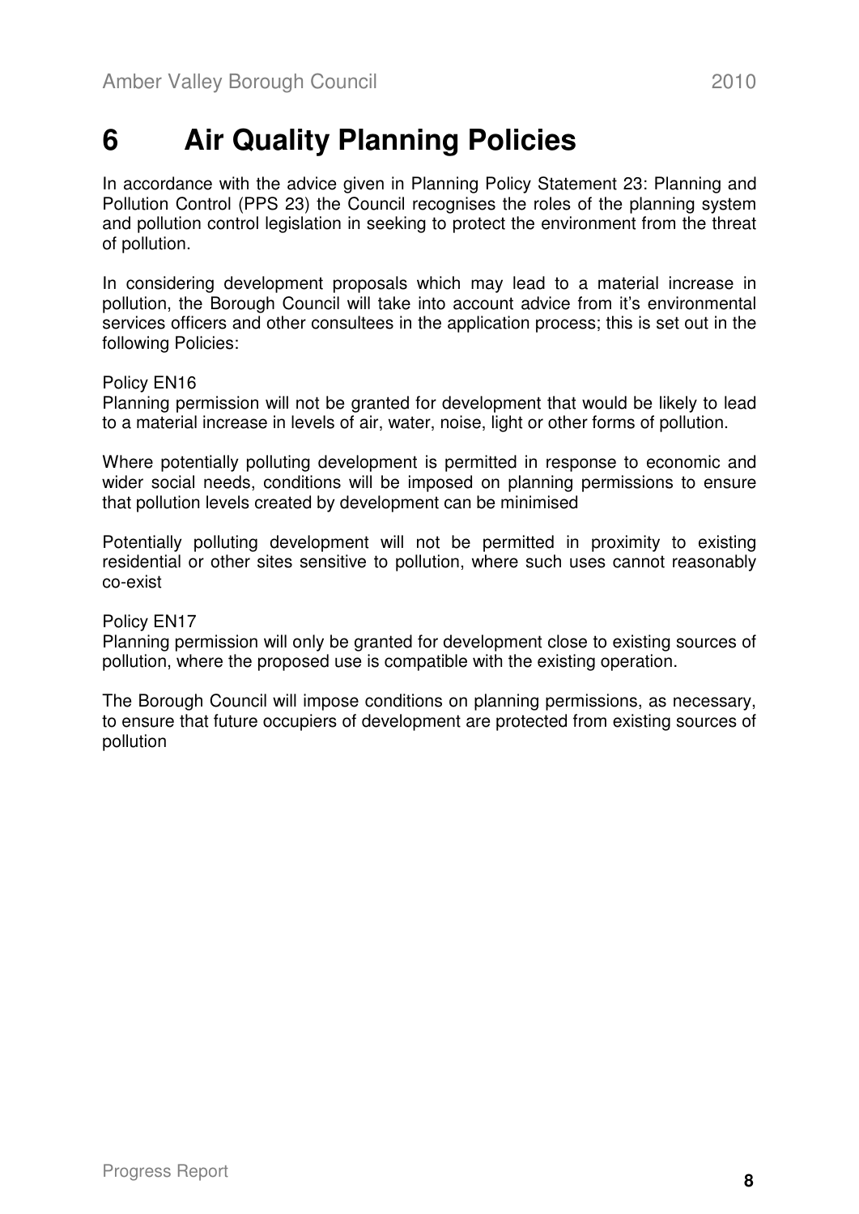# 6 Air Quality Planning Policies

In accordance with the advice given in Planning Policy Statement 23: Planning and Pollution Control (PPS 23) the Council recognises the roles of the planning system and pollution control legislation in seeking to protect the environment from the threat of pollution.

In considering development proposals which may lead to a material increase in pollution, the Borough Council will take into account advice from it's environmental services officers and other consultees in the application process; this is set out in the following Policies:

Policy EN16
Planning permission will not be granted for development that would be likely to lead to a material increase in levels of air, water, noise, light or other forms of pollution.

Where potentially polluting development is permitted in response to economic and wider social needs, conditions will be imposed on planning permissions to ensure that pollution levels created by development can be minimised

Potentially polluting development will not be permitted in proximity to existing residential or other sites sensitive to pollution, where such uses cannot reasonably co-exist

Policy EN17
Planning permission will only be granted for development close to existing sources of pollution, where the proposed use is compatible with the existing operation.

The Borough Council will impose conditions on planning permissions, as necessary, to ensure that future occupiers of development are protected from existing sources of pollution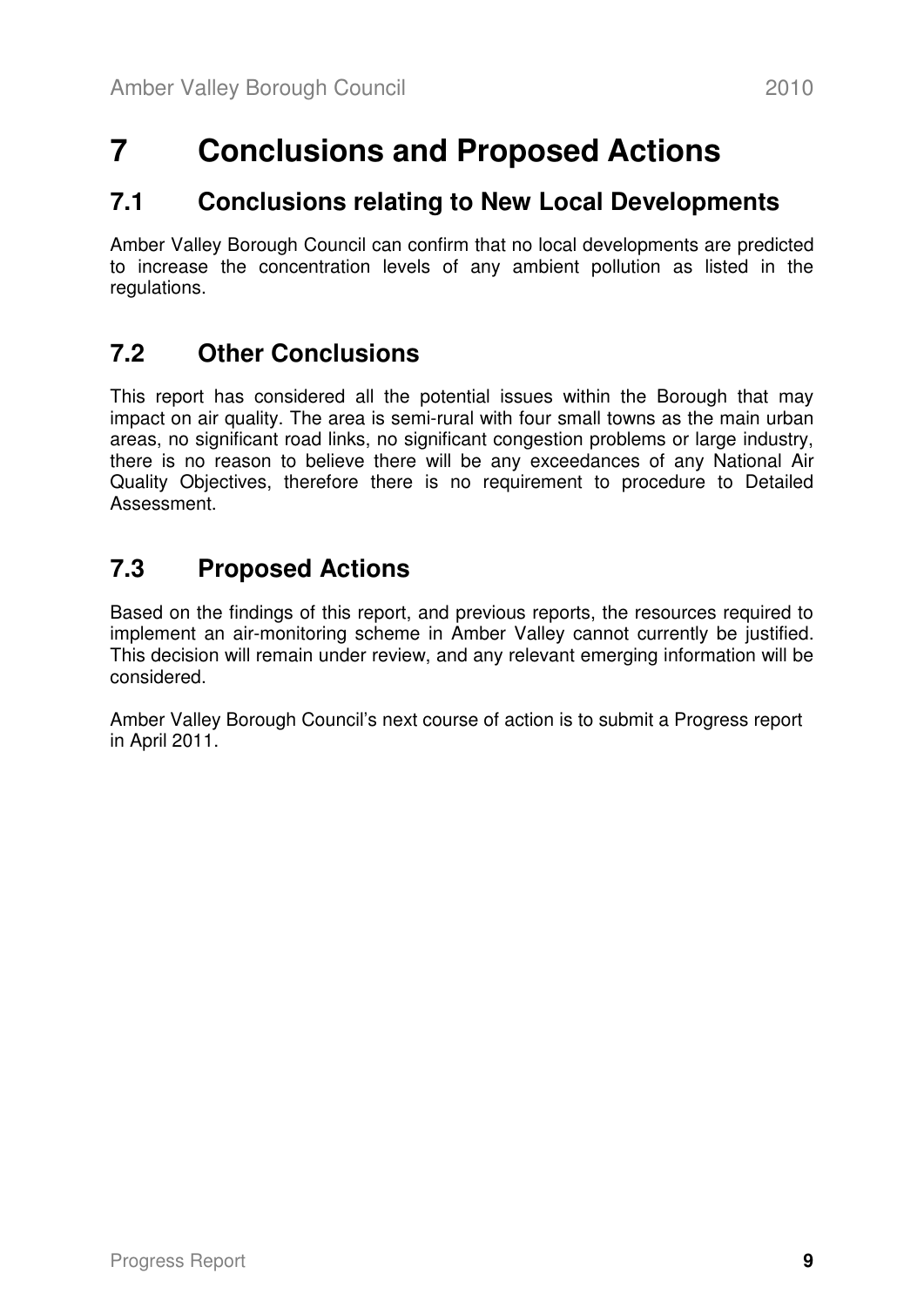# 7 Conclusions and Proposed Actions

## 7.1 Conclusions relating to New Local Developments

Amber Valley Borough Council can confirm that no local developments are predicted to increase the concentration levels of any ambient pollution as listed in the regulations.

## 7.2 Other Conclusions

This report has considered all the potential issues within the Borough that may impact on air quality. The area is semi-rural with four small towns as the main urban areas, no significant road links, no significant congestion problems or large industry, there is no reason to believe there will be any exceedances of any National Air Quality Objectives, therefore there is no requirement to procedure to Detailed Assessment.

## 7.3 Proposed Actions

Based on the findings of this report, and previous reports, the resources required to implement an air-monitoring scheme in Amber Valley cannot currently be justified. This decision will remain under review, and any relevant emerging information will be considered.

Amber Valley Borough Council's next course of action is to submit a Progress report in April 2011.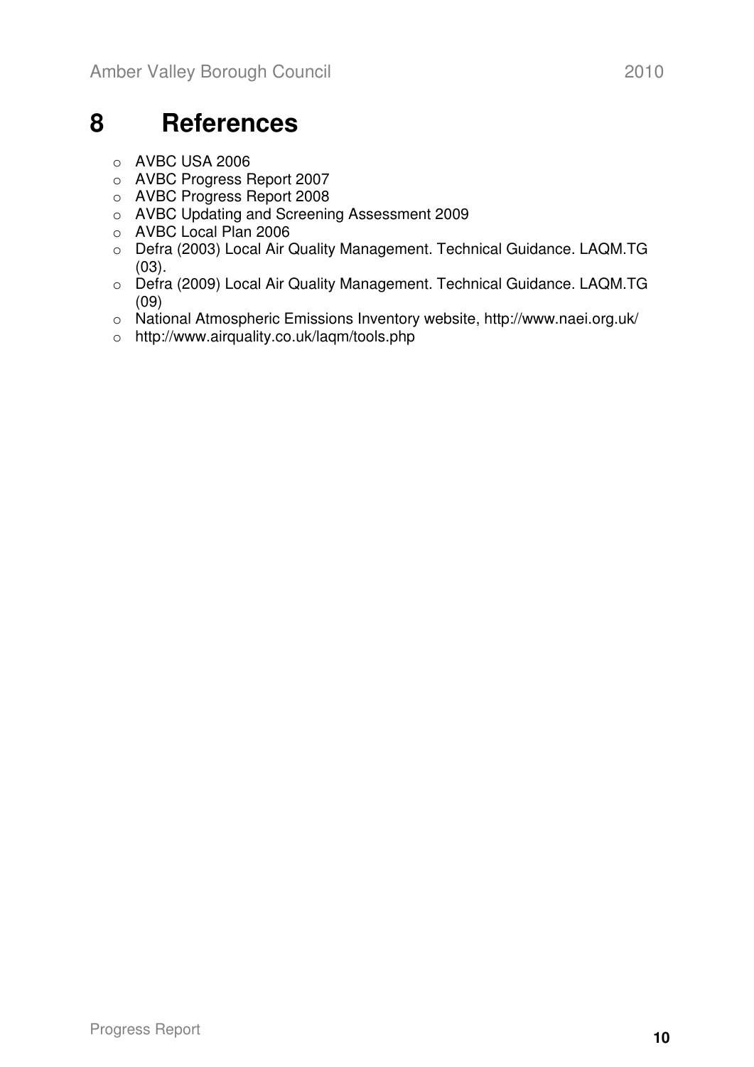# 8 References

- AVBC USA 2006
- AVBC Progress Report 2007
- AVBC Progress Report 2008
- AVBC Updating and Screening Assessment 2009
- AVBC Local Plan 2006
- Defra (2003) Local Air Quality Management. Technical Guidance. LAQM.TG (03).
- Defra (2009) Local Air Quality Management. Technical Guidance. LAQM.TG (09)
- National Atmospheric Emissions Inventory website, http://www.naei.org.uk/
- http://www.airquality.co.uk/laqm/tools.php